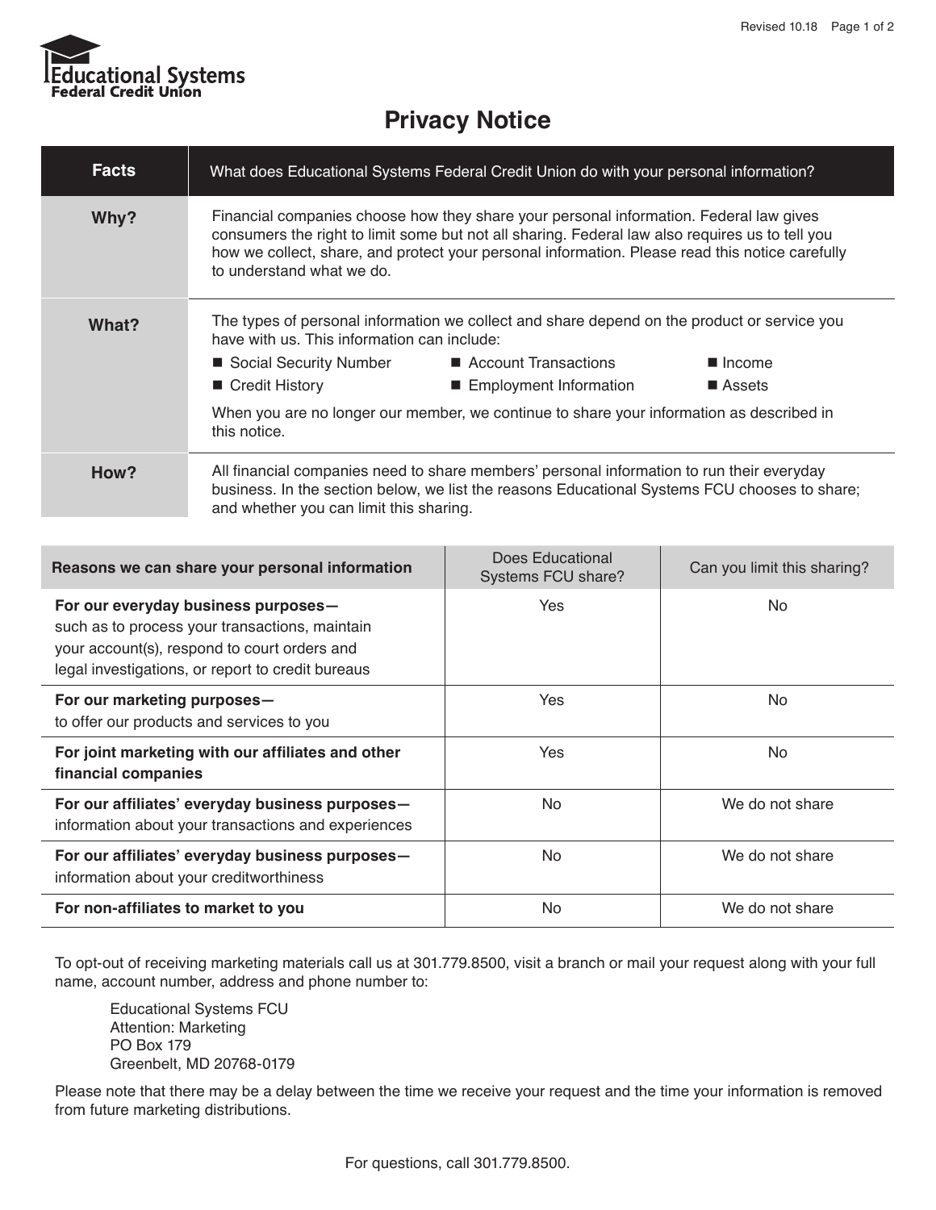Educational Systems Federal Credit Union

# Privacy Notice

| Facts | What does Educational Systems Federal Credit Union do with your personal information? |
|---|---|
| **Why?** | Financial companies choose how they share your personal information. Federal law gives consumers the right to limit some but not all sharing. Federal law also requires us to tell you how we collect, share, and protect your personal information. Please read this notice carefully to understand what we do. |
| **What?** | The types of personal information we collect and share depend on the product or service you have with us. This information can include:<br>■ Social Security Number ■ Account Transactions ■ Income<br>■ Credit History ■ Employment Information ■ Assets<br>When you are no longer our member, we continue to share your information as described in this notice. |
| **How?** | All financial companies need to share members' personal information to run their everyday business. In the section below, we list the reasons Educational Systems FCU chooses to share; and whether you can limit this sharing. |

| Reasons we can share your personal information | Does Educational Systems FCU share? | Can you limit this sharing? |
|---|---|---|
| **For our everyday business purposes—** such as to process your transactions, maintain your account(s), respond to court orders and legal investigations, or report to credit bureaus | Yes | No |
| **For our marketing purposes—** to offer our products and services to you | Yes | No |
| **For joint marketing with our affiliates and other financial companies** | Yes | No |
| **For our affiliates' everyday business purposes—** information about your transactions and experiences | No | We do not share |
| **For our affiliates' everyday business purposes—** information about your creditworthiness | No | We do not share |
| **For non-affiliates to market to you** | No | We do not share |

To opt-out of receiving marketing materials call us at 301.779.8500, visit a branch or mail your request along with your full name, account number, address and phone number to:

Educational Systems FCU
Attention: Marketing
PO Box 179
Greenbelt, MD 20768-0179

Please note that there may be a delay between the time we receive your request and the time your information is removed from future marketing distributions.

For questions, call 301.779.8500.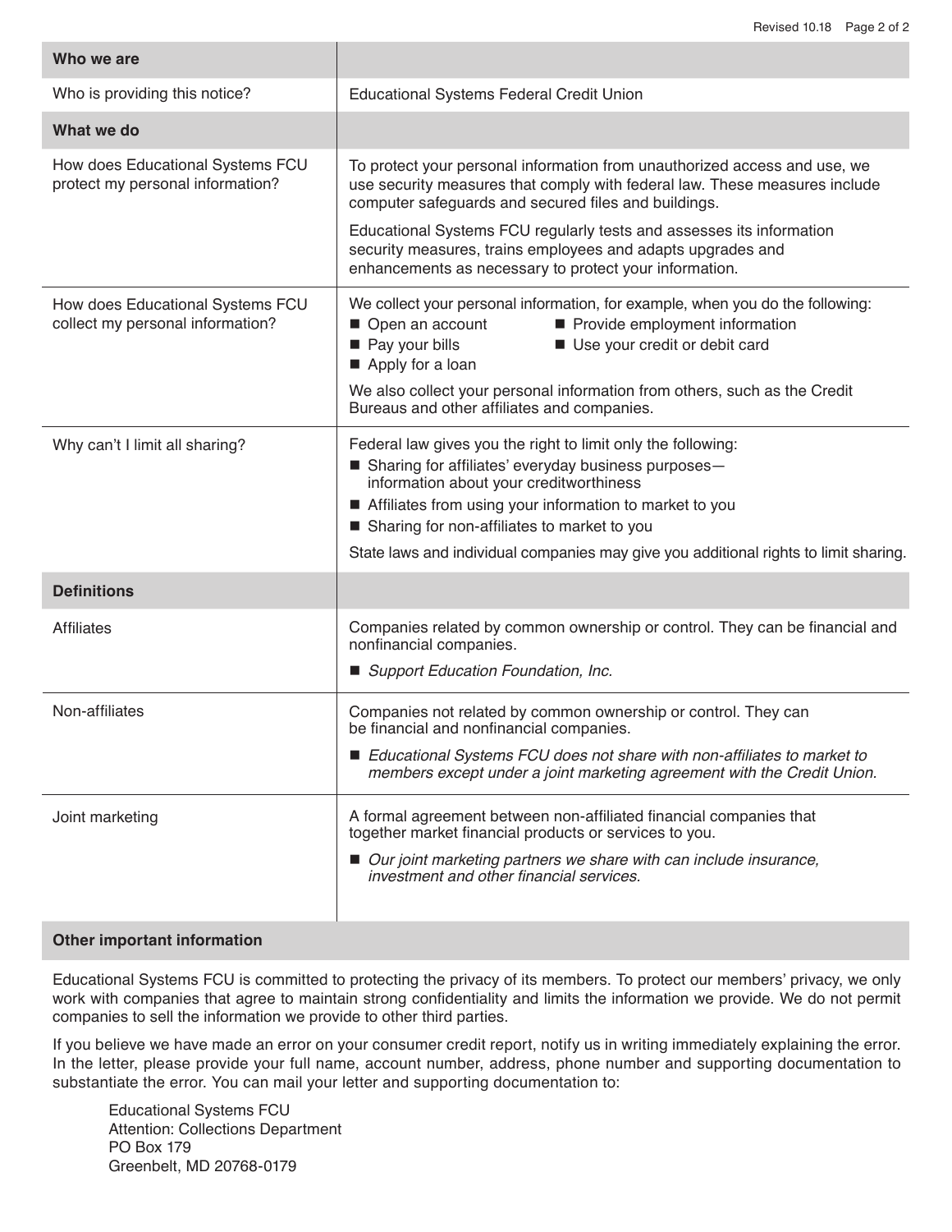| Who we are | |
|---|---|
| Who is providing this notice? | Educational Systems Federal Credit Union |
| **What we do** | |
| How does Educational Systems FCU protect my personal information? | To protect your personal information from unauthorized access and use, we use security measures that comply with federal law. These measures include computer safeguards and secured files and buildings.<br><br>Educational Systems FCU regularly tests and assesses its information security measures, trains employees and adapts upgrades and enhancements as necessary to protect your information. |
| How does Educational Systems FCU collect my personal information? | We collect your personal information, for example, when you do the following:<br>■ Open an account<br>■ Pay your bills<br>■ Apply for a loan<br>■ Provide employment information<br>■ Use your credit or debit card<br><br>We also collect your personal information from others, such as the Credit Bureaus and other affiliates and companies. |
| Why can't I limit all sharing? | Federal law gives you the right to limit only the following:<br>■ Sharing for affiliates' everyday business purposes—information about your creditworthiness<br>■ Affiliates from using your information to market to you<br>■ Sharing for non-affiliates to market to you<br><br>State laws and individual companies may give you additional rights to limit sharing. |
| **Definitions** | |
| Affiliates | Companies related by common ownership or control. They can be financial and nonfinancial companies.<br>■ *Support Education Foundation, Inc.* |
| Non-affiliates | Companies not related by common ownership or control. They can be financial and nonfinancial companies.<br>■ *Educational Systems FCU does not share with non-affiliates to market to members except under a joint marketing agreement with the Credit Union.* |
| Joint marketing | A formal agreement between non-affiliated financial companies that together market financial products or services to you.<br>■ *Our joint marketing partners we share with can include insurance, investment and other financial services.* |

## Other important information

Educational Systems FCU is committed to protecting the privacy of its members. To protect our members' privacy, we only work with companies that agree to maintain strong confidentiality and limits the information we provide. We do not permit companies to sell the information we provide to other third parties.

If you believe we have made an error on your consumer credit report, notify us in writing immediately explaining the error. In the letter, please provide your full name, account number, address, phone number and supporting documentation to substantiate the error. You can mail your letter and supporting documentation to:

Educational Systems FCU
Attention: Collections Department
PO Box 179
Greenbelt, MD 20768-0179